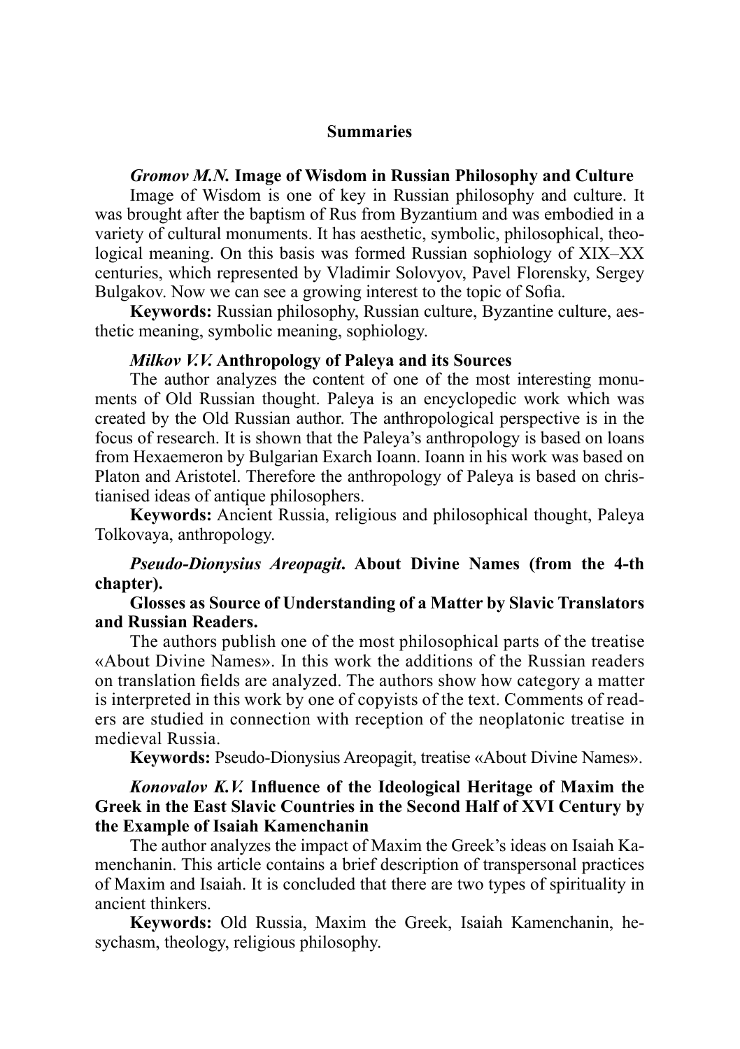# Summaries

***Gromov M.N.* Image of Wisdom in Russian Philosophy and Culture**

Image of Wisdom is one of key in Russian philosophy and culture. It was brought after the baptism of Rus from Byzantium and was embodied in a variety of cultural monuments. It has aesthetic, symbolic, philosophical, theological meaning. On this basis was formed Russian sophiology of XIX–XX centuries, which represented by Vladimir Solovyov, Pavel Florensky, Sergey Bulgakov. Now we can see a growing interest to the topic of Sofia.

**Keywords:** Russian philosophy, Russian culture, Byzantine culture, aesthetic meaning, symbolic meaning, sophiology.

***Milkov V.V.* Anthropology of Paleya and its Sources**

The author analyzes the content of one of the most interesting monuments of Old Russian thought. Paleya is an encyclopedic work which was created by the Old Russian author. The anthropological perspective is in the focus of research. It is shown that the Paleya's anthropology is based on loans from Hexaemeron by Bulgarian Exarch Ioann. Ioann in his work was based on Platon and Aristotel. Therefore the anthropology of Paleya is based on christianised ideas of antique philosophers.

**Keywords:** Ancient Russia, religious and philosophical thought, Paleya Tolkovaya, anthropology.

***Pseudo-Dionysius Areopagit*. About Divine Names (from the 4-th chapter).**

**Glosses as Source of Understanding of a Matter by Slavic Translators and Russian Readers.**

The authors publish one of the most philosophical parts of the treatise «About Divine Names». In this work the additions of the Russian readers on translation fields are analyzed. The authors show how category a matter is interpreted in this work by one of copyists of the text. Comments of readers are studied in connection with reception of the neoplatonic treatise in medieval Russia.

**Keywords:** Pseudo-Dionysius Areopagit, treatise «About Divine Names».

***Konovalov K.V.* Influence of the Ideological Heritage of Maxim the Greek in the East Slavic Countries in the Second Half of XVI Century by the Example of Isaiah Kamenchanin**

The author analyzes the impact of Maxim the Greek's ideas on Isaiah Kamenchanin. This article contains a brief description of transpersonal practices of Maxim and Isaiah. It is concluded that there are two types of spirituality in ancient thinkers.

**Keywords:** Old Russia, Maxim the Greek, Isaiah Kamenchanin, hesychasm, theology, religious philosophy.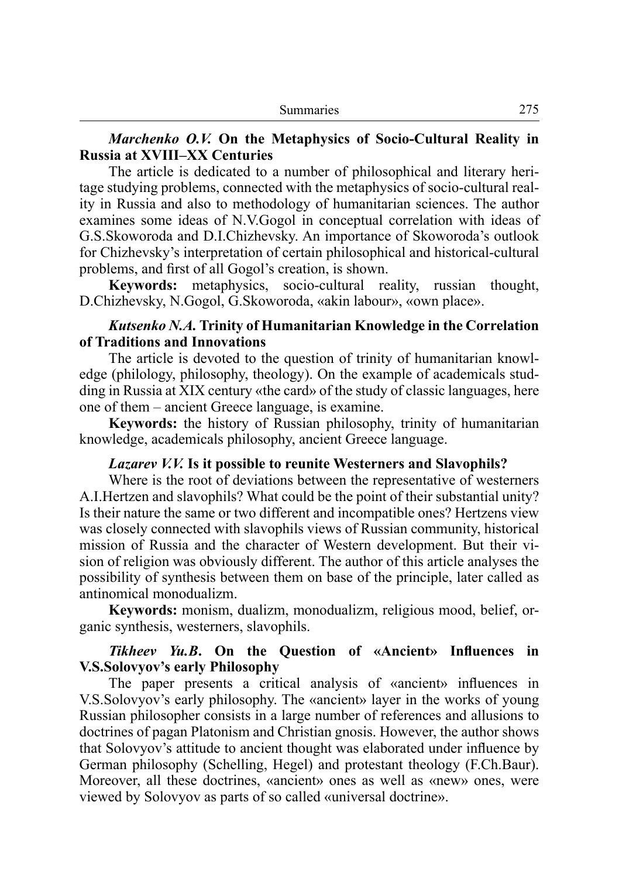***Marchenko O.V.*** **On the Metaphysics of Socio-Cultural Reality in Russia at XVIII–XX Centuries**

The article is dedicated to a number of philosophical and literary heritage studying problems, connected with the metaphysics of socio-cultural reality in Russia and also to methodology of humanitarian sciences. The author examines some ideas of N.V.Gogol in conceptual correlation with ideas of G.S.Skoworoda and D.I.Chizhevsky. An importance of Skoworoda's outlook for Chizhevsky's interpretation of certain philosophical and historical-cultural problems, and first of all Gogol's creation, is shown.

**Keywords:** metaphysics, socio-cultural reality, russian thought, D.Chizhevsky, N.Gogol, G.Skoworoda, «akin labour», «own place».

***Kutsenko N.A.*** **Trinity of Humanitarian Knowledge in the Correlation of Traditions and Innovations**

The article is devoted to the question of trinity of humanitarian knowledge (philology, philosophy, theology). On the example of academicals studding in Russia at XIX century «the card» of the study of classic languages, here one of them – ancient Greece language, is examine.

**Keywords:** the history of Russian philosophy, trinity of humanitarian knowledge, academicals philosophy, ancient Greece language.

***Lazarev V.V.*** **Is it possible to reunite Westerners and Slavophils?**

Where is the root of deviations between the representative of westerners A.I.Hertzen and slavophils? What could be the point of their substantial unity? Is their nature the same or two different and incompatible ones? Hertzens view was closely connected with slavophils views of Russian community, historical mission of Russia and the character of Western development. But their vision of religion was obviously different. The author of this article analyses the possibility of synthesis between them on base of the principle, later called as antinomical monodualizm.

**Keywords:** monism, dualizm, monodualizm, religious mood, belief, organic synthesis, westerners, slavophils.

***Tikheev Yu.B.*** **On the Question of «Ancient» Influences in V.S.Solovyov's early Philosophy**

The paper presents a critical analysis of «ancient» influences in V.S.Solovyov's early philosophy. The «ancient» layer in the works of young Russian philosopher consists in a large number of references and allusions to doctrines of pagan Platonism and Christian gnosis. However, the author shows that Solovyov's attitude to ancient thought was elaborated under influence by German philosophy (Schelling, Hegel) and protestant theology (F.Ch.Baur). Moreover, all these doctrines, «ancient» ones as well as «new» ones, were viewed by Solovyov as parts of so called «universal doctrine».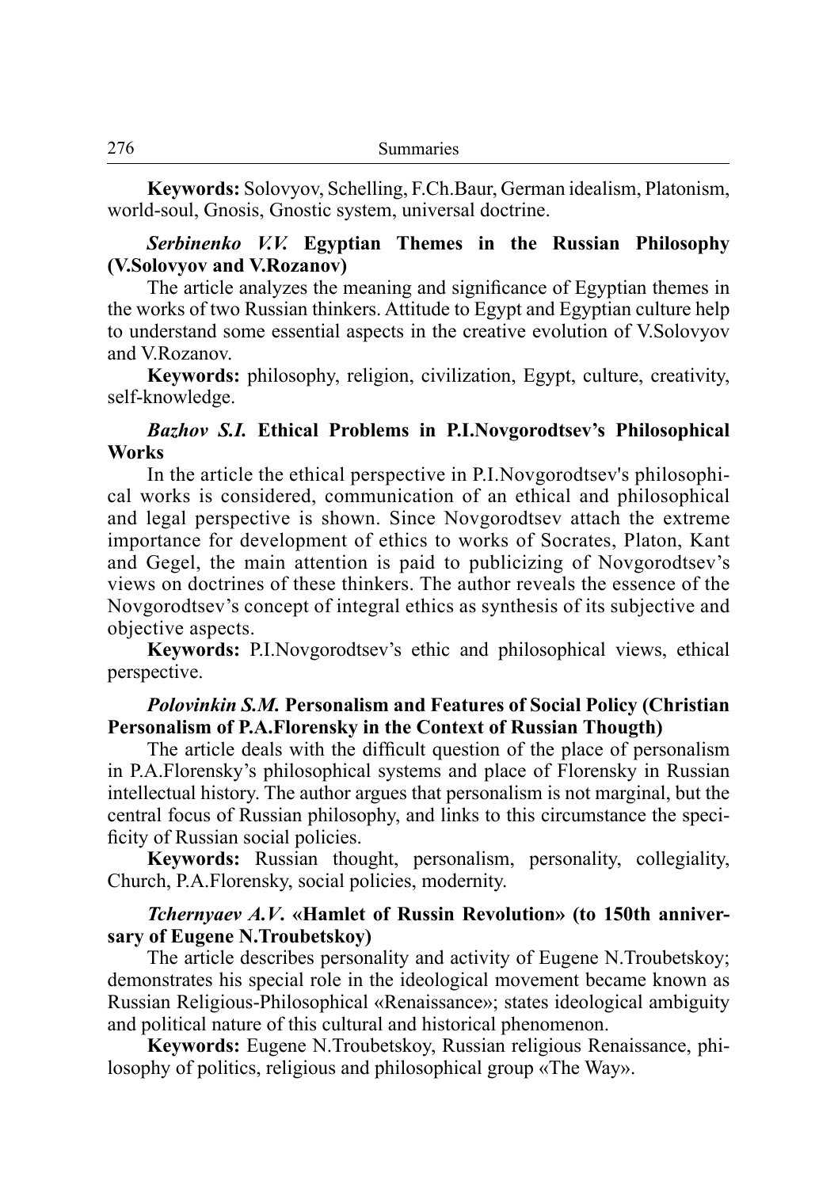**Keywords:** Solovyov, Schelling, F.Ch.Baur, German idealism, Platonism, world-soul, Gnosis, Gnostic system, universal doctrine.

***Serbinenko V.V.* Egyptian Themes in the Russian Philosophy (V.Solovyov and V.Rozanov)**

The article analyzes the meaning and significance of Egyptian themes in the works of two Russian thinkers. Attitude to Egypt and Egyptian culture help to understand some essential aspects in the creative evolution of V.Solovyov and V.Rozanov.

**Keywords:** philosophy, religion, civilization, Egypt, culture, creativity, self-knowledge.

***Bazhov S.I.* Ethical Problems in P.I.Novgorodtsev's Philosophical Works**

In the article the ethical perspective in P.I.Novgorodtsev's philosophical works is considered, communication of an ethical and philosophical and legal perspective is shown. Since Novgorodtsev attach the extreme importance for development of ethics to works of Socrates, Platon, Kant and Gegel, the main attention is paid to publicizing of Novgorodtsev's views on doctrines of these thinkers. The author reveals the essence of the Novgorodtsev's concept of integral ethics as synthesis of its subjective and objective aspects.

**Keywords:** P.I.Novgorodtsev's ethic and philosophical views, ethical perspective.

***Polovinkin S.M.* Personalism and Features of Social Policy (Christian Personalism of P.A.Florensky in the Context of Russian Thougth)**

The article deals with the difficult question of the place of personalism in P.A.Florensky's philosophical systems and place of Florensky in Russian intellectual history. The author argues that personalism is not marginal, but the central focus of Russian philosophy, and links to this circumstance the specificity of Russian social policies.

**Keywords:** Russian thought, personalism, personality, collegiality, Church, P.A.Florensky, social policies, modernity.

***Tchernyaev A.V.* «Hamlet of Russin Revolution» (to 150th anniversary of Eugene N.Troubetskoy)**

The article describes personality and activity of Eugene N.Troubetskoy; demonstrates his special role in the ideological movement became known as Russian Religious-Philosophical «Renaissance»; states ideological ambiguity and political nature of this cultural and historical phenomenon.

**Keywords:** Eugene N.Troubetskoy, Russian religious Renaissance, philosophy of politics, religious and philosophical group «The Way».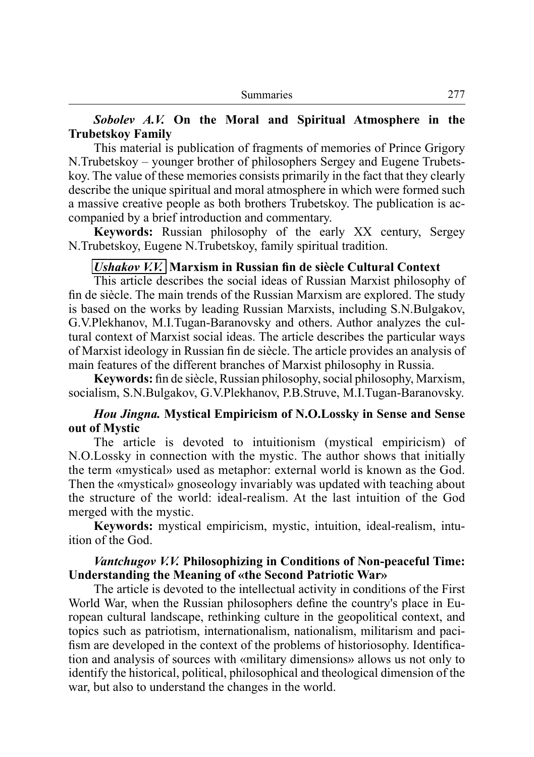***Sobolev A.V.*** **On the Moral and Spiritual Atmosphere in the Trubetskoy Family**

This material is publication of fragments of memories of Prince Grigory N.Trubetskoy – younger brother of philosophers Sergey and Eugene Trubetskoy. The value of these memories consists primarily in the fact that they clearly describe the unique spiritual and moral atmosphere in which were formed such a massive creative people as both brothers Trubetskoy. The publication is accompanied by a brief introduction and commentary.

**Keywords:** Russian philosophy of the early XX century, Sergey N.Trubetskoy, Eugene N.Trubetskoy, family spiritual tradition.

***Ushakov V.V.*** **Marxism in Russian fin de siècle Cultural Context**

This article describes the social ideas of Russian Marxist philosophy of fin de siècle. The main trends of the Russian Marxism are explored. The study is based on the works by leading Russian Marxists, including S.N.Bulgakov, G.V.Plekhanov, M.I.Tugan-Baranovsky and others. Author analyzes the cultural context of Marxist social ideas. The article describes the particular ways of Marxist ideology in Russian fin de siècle. The article provides an analysis of main features of the different branches of Marxist philosophy in Russia.

**Keywords:** fin de siècle, Russian philosophy, social philosophy, Marxism, socialism, S.N.Bulgakov, G.V.Plekhanov, P.B.Struve, M.I.Tugan-Baranovsky.

***Hou Jingna.*** **Mystical Empiricism of N.O.Lossky in Sense and Sense out of Mystic**

The article is devoted to intuitionism (mystical empiricism) of N.O.Lossky in connection with the mystic. The author shows that initially the term «mystical» used as metaphor: external world is known as the God. Then the «mystical» gnoseology invariably was updated with teaching about the structure of the world: ideal-realism. At the last intuition of the God merged with the mystic.

**Keywords:** mystical empiricism, mystic, intuition, ideal-realism, intuition of the God.

***Vantchugov V.V.*** **Philosophizing in Conditions of Non-peaceful Time: Understanding the Meaning of «the Second Patriotic War»**

The article is devoted to the intellectual activity in conditions of the First World War, when the Russian philosophers define the country's place in European cultural landscape, rethinking culture in the geopolitical context, and topics such as patriotism, internationalism, nationalism, militarism and pacifism are developed in the context of the problems of historiosophy. Identification and analysis of sources with «military dimensions» allows us not only to identify the historical, political, philosophical and theological dimension of the war, but also to understand the changes in the world.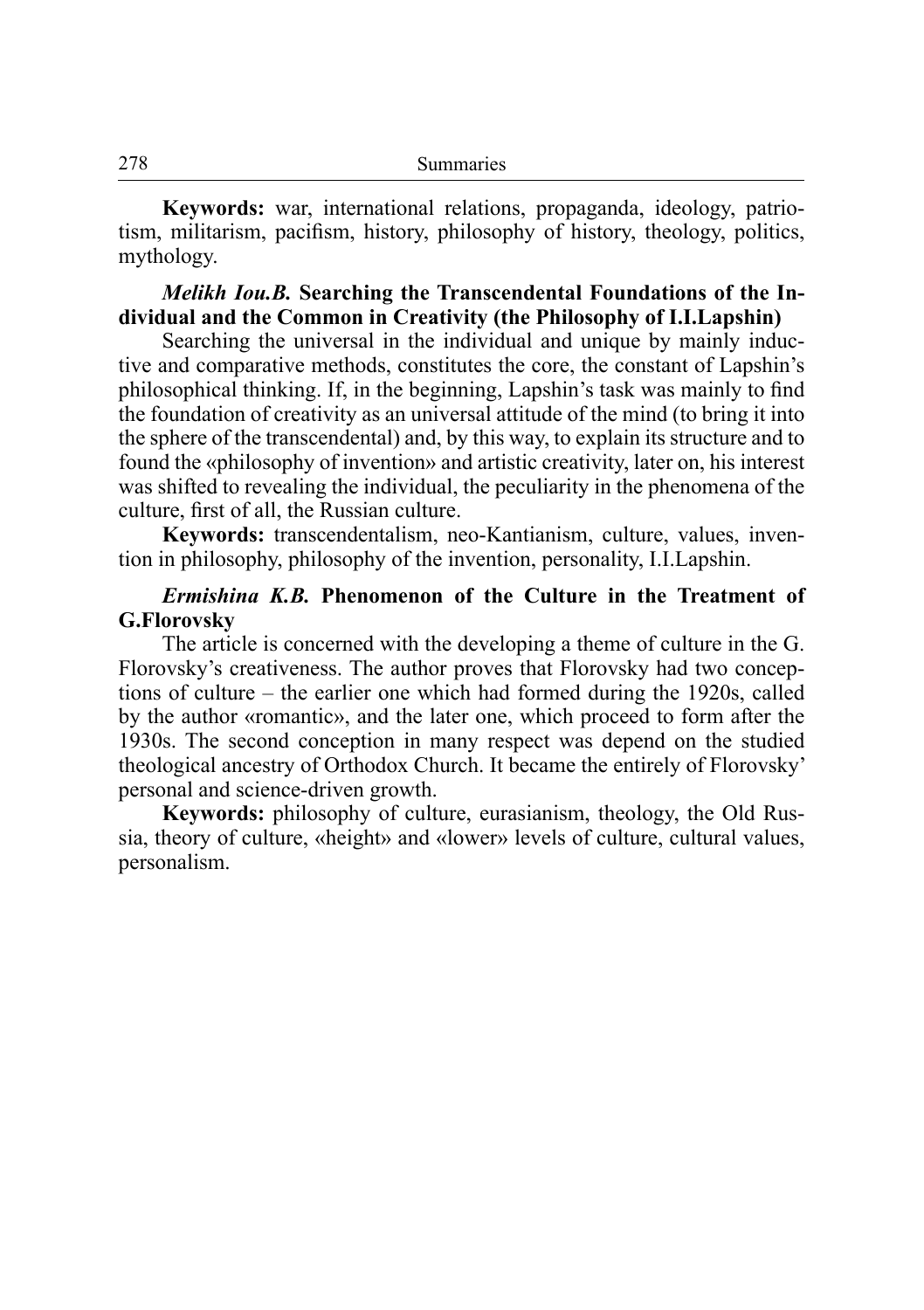**Keywords:** war, international relations, propaganda, ideology, patriotism, militarism, pacifism, history, philosophy of history, theology, politics, mythology.

***Melikh Iou.B.*** **Searching the Transcendental Foundations of the Individual and the Common in Creativity (the Philosophy of I.I.Lapshin)**

Searching the universal in the individual and unique by mainly inductive and comparative methods, constitutes the core, the constant of Lapshin's philosophical thinking. If, in the beginning, Lapshin's task was mainly to find the foundation of creativity as an universal attitude of the mind (to bring it into the sphere of the transcendental) and, by this way, to explain its structure and to found the «philosophy of invention» and artistic creativity, later on, his interest was shifted to revealing the individual, the peculiarity in the phenomena of the culture, first of all, the Russian culture.

**Keywords:** transcendentalism, neo-Kantianism, culture, values, invention in philosophy, philosophy of the invention, personality, I.I.Lapshin.

***Ermishina K.B.*** **Phenomenon of the Culture in the Treatment of G.Florovsky**

The article is concerned with the developing a theme of culture in the G. Florovsky's creativeness. The author proves that Florovsky had two conceptions of culture – the earlier one which had formed during the 1920s, called by the author «romantic», and the later one, which proceed to form after the 1930s. The second conception in many respect was depend on the studied theological ancestry of Orthodox Church. It became the entirely of Florovsky' personal and science-driven growth.

**Keywords:** philosophy of culture, eurasianism, theology, the Old Russia, theory of culture, «height» and «lower» levels of culture, cultural values, personalism.